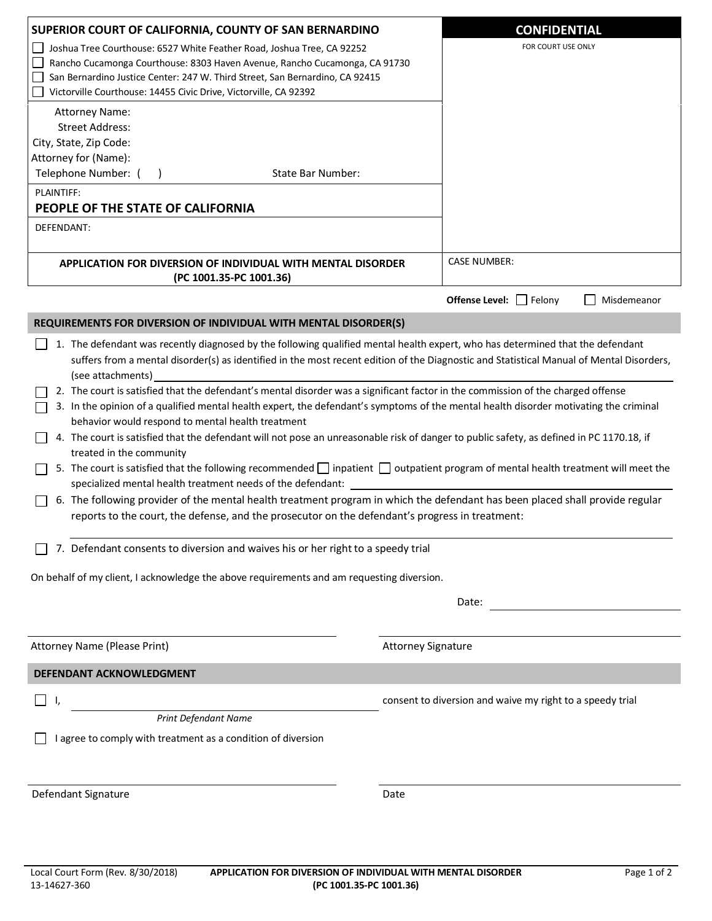**SUPERIOR COURT OF CALIFORNIA, COUNTY OF SAN BERNARDINO**

☐ Joshua Tree Courthouse: 6527 White Feather Road, Joshua Tree, CA 92252
☐ Rancho Cucamonga Courthouse: 8303 Haven Avenue, Rancho Cucamonga, CA 91730
☐ San Bernardino Justice Center: 247 W. Third Street, San Bernardino, CA 92415
☐ Victorville Courthouse: 14455 Civic Drive, Victorville, CA 92392

**CONFIDENTIAL**

FOR COURT USE ONLY

Attorney Name:
Street Address:
City, State, Zip Code:
Attorney for (Name):
Telephone Number: (     )                State Bar Number:

PLAINTIFF:
**PEOPLE OF THE STATE OF CALIFORNIA**

DEFENDANT:

**APPLICATION FOR DIVERSION OF INDIVIDUAL WITH MENTAL DISORDER (PC 1001.35-PC 1001.36)**

CASE NUMBER:

**Offense Level:** ☐ Felony ☐ Misdemeanor

## REQUIREMENTS FOR DIVERSION OF INDIVIDUAL WITH MENTAL DISORDER(S)

☐ 1. The defendant was recently diagnosed by the following qualified mental health expert, who has determined that the defendant suffers from a mental disorder(s) as identified in the most recent edition of the Diagnostic and Statistical Manual of Mental Disorders, (see attachments) ______________________________

☐ 2. The court is satisfied that the defendant's mental disorder was a significant factor in the commission of the charged offense

☐ 3. In the opinion of a qualified mental health expert, the defendant's symptoms of the mental health disorder motivating the criminal behavior would respond to mental health treatment

☐ 4. The court is satisfied that the defendant will not pose an unreasonable risk of danger to public safety, as defined in PC 1170.18, if treated in the community

☐ 5. The court is satisfied that the following recommended ☐ inpatient ☐ outpatient program of mental health treatment will meet the specialized mental health treatment needs of the defendant: ______________________________

☐ 6. The following provider of the mental health treatment program in which the defendant has been placed shall provide regular reports to the court, the defense, and the prosecutor on the defendant's progress in treatment:

______________________________

☐ 7. Defendant consents to diversion and waives his or her right to a speedy trial

On behalf of my client, I acknowledge the above requirements and am requesting diversion.

Date: ______________________________

______________________________ ______________________________
Attorney Name (Please Print) Attorney Signature

## DEFENDANT ACKNOWLEDGMENT

☐ I, ______________________________ consent to diversion and waive my right to a speedy trial
*Print Defendant Name*

☐ I agree to comply with treatment as a condition of diversion

______________________________ ______________________________
Defendant Signature Date

Local Court Form (Rev. 8/30/2018)
13-14627-360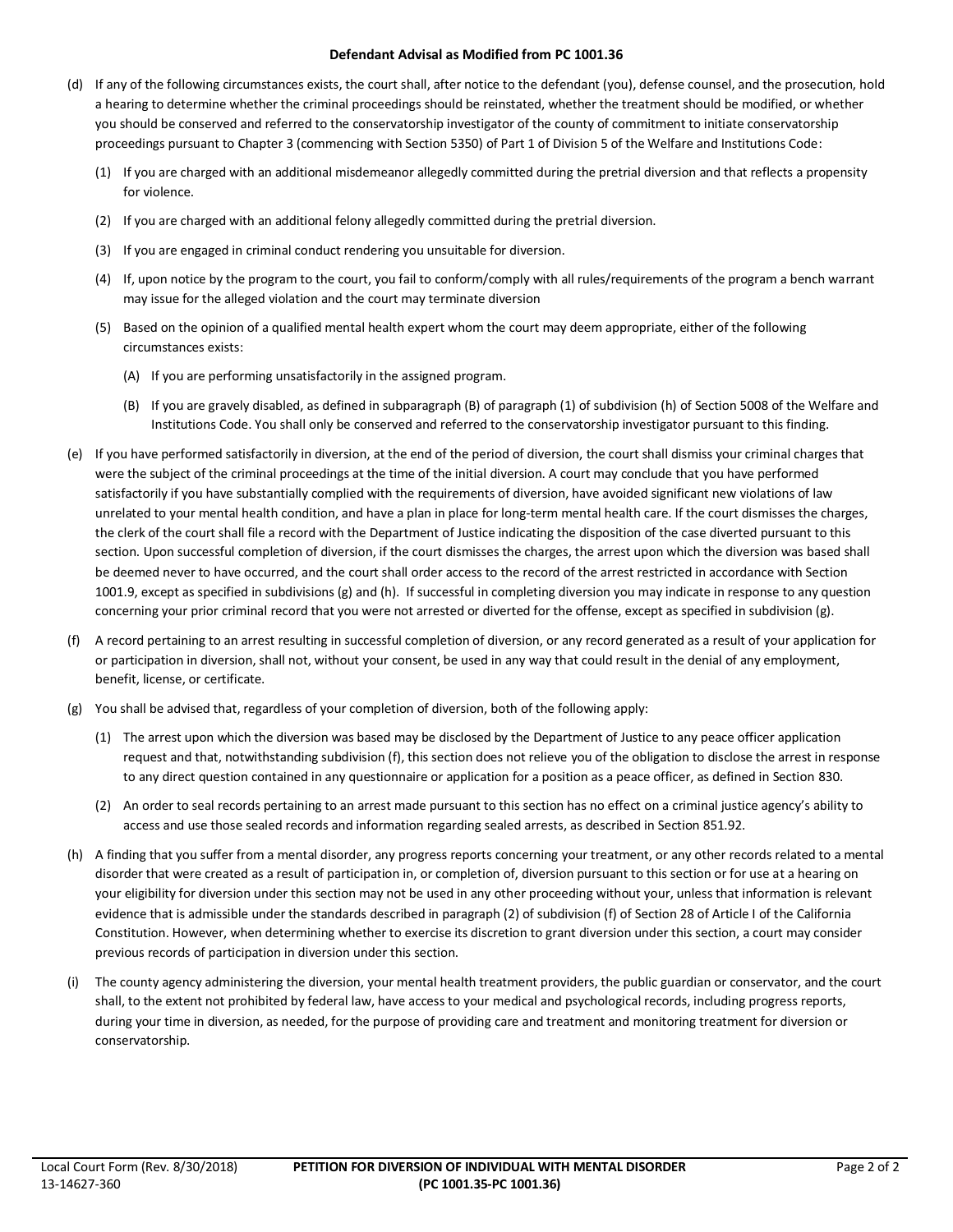**Defendant Advisal as Modified from PC 1001.36**

(d) If any of the following circumstances exists, the court shall, after notice to the defendant (you), defense counsel, and the prosecution, hold a hearing to determine whether the criminal proceedings should be reinstated, whether the treatment should be modified, or whether you should be conserved and referred to the conservatorship investigator of the county of commitment to initiate conservatorship proceedings pursuant to Chapter 3 (commencing with Section 5350) of Part 1 of Division 5 of the Welfare and Institutions Code:

(1) If you are charged with an additional misdemeanor allegedly committed during the pretrial diversion and that reflects a propensity for violence.

(2) If you are charged with an additional felony allegedly committed during the pretrial diversion.

(3) If you are engaged in criminal conduct rendering you unsuitable for diversion.

(4) If, upon notice by the program to the court, you fail to conform/comply with all rules/requirements of the program a bench warrant may issue for the alleged violation and the court may terminate diversion

(5) Based on the opinion of a qualified mental health expert whom the court may deem appropriate, either of the following circumstances exists:

(A) If you are performing unsatisfactorily in the assigned program.

(B) If you are gravely disabled, as defined in subparagraph (B) of paragraph (1) of subdivision (h) of Section 5008 of the Welfare and Institutions Code. You shall only be conserved and referred to the conservatorship investigator pursuant to this finding.

(e) If you have performed satisfactorily in diversion, at the end of the period of diversion, the court shall dismiss your criminal charges that were the subject of the criminal proceedings at the time of the initial diversion. A court may conclude that you have performed satisfactorily if you have substantially complied with the requirements of diversion, have avoided significant new violations of law unrelated to your mental health condition, and have a plan in place for long-term mental health care. If the court dismisses the charges, the clerk of the court shall file a record with the Department of Justice indicating the disposition of the case diverted pursuant to this section. Upon successful completion of diversion, if the court dismisses the charges, the arrest upon which the diversion was based shall be deemed never to have occurred, and the court shall order access to the record of the arrest restricted in accordance with Section 1001.9, except as specified in subdivisions (g) and (h). If successful in completing diversion you may indicate in response to any question concerning your prior criminal record that you were not arrested or diverted for the offense, except as specified in subdivision (g).

(f) A record pertaining to an arrest resulting in successful completion of diversion, or any record generated as a result of your application for or participation in diversion, shall not, without your consent, be used in any way that could result in the denial of any employment, benefit, license, or certificate.

(g) You shall be advised that, regardless of your completion of diversion, both of the following apply:

(1) The arrest upon which the diversion was based may be disclosed by the Department of Justice to any peace officer application request and that, notwithstanding subdivision (f), this section does not relieve you of the obligation to disclose the arrest in response to any direct question contained in any questionnaire or application for a position as a peace officer, as defined in Section 830.

(2) An order to seal records pertaining to an arrest made pursuant to this section has no effect on a criminal justice agency's ability to access and use those sealed records and information regarding sealed arrests, as described in Section 851.92.

(h) A finding that you suffer from a mental disorder, any progress reports concerning your treatment, or any other records related to a mental disorder that were created as a result of participation in, or completion of, diversion pursuant to this section or for use at a hearing on your eligibility for diversion under this section may not be used in any other proceeding without your, unless that information is relevant evidence that is admissible under the standards described in paragraph (2) of subdivision (f) of Section 28 of Article I of the California Constitution. However, when determining whether to exercise its discretion to grant diversion under this section, a court may consider previous records of participation in diversion under this section.

(i) The county agency administering the diversion, your mental health treatment providers, the public guardian or conservator, and the court shall, to the extent not prohibited by federal law, have access to your medical and psychological records, including progress reports, during your time in diversion, as needed, for the purpose of providing care and treatment and monitoring treatment for diversion or conservatorship.

Local Court Form (Rev. 8/30/2018)
13-14627-360

**PETITION FOR DIVERSION OF INDIVIDUAL WITH MENTAL DISORDER (PC 1001.35-PC 1001.36)**